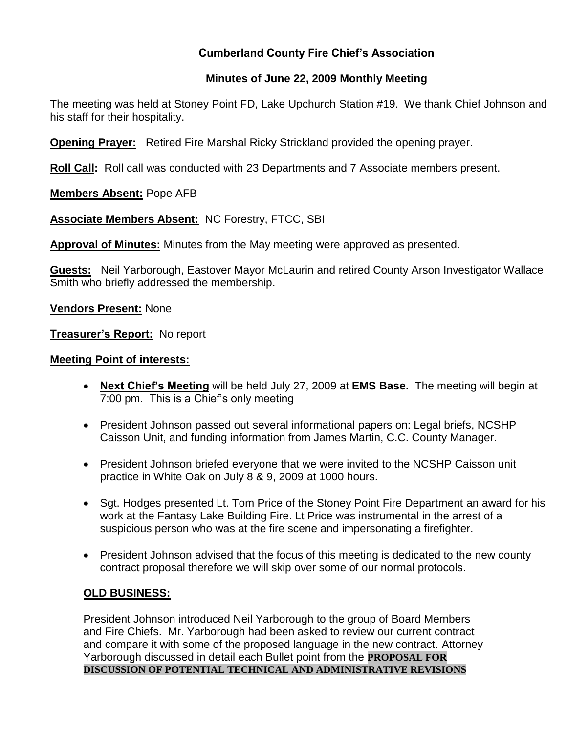# Cumberland County Fire Chief's Association

## Minutes of June 22, 2009 Monthly Meeting

The meeting was held at Stoney Point FD, Lake Upchurch Station #19. We thank Chief Johnson and his staff for their hospitality.

**Opening Prayer:** Retired Fire Marshal Ricky Strickland provided the opening prayer.

**Roll Call:** Roll call was conducted with 23 Departments and 7 Associate members present.

**Members Absent:** Pope AFB

**Associate Members Absent:** NC Forestry, FTCC, SBI

**Approval of Minutes:** Minutes from the May meeting were approved as presented.

**Guests:** Neil Yarborough, Eastover Mayor McLaurin and retired County Arson Investigator Wallace Smith who briefly addressed the membership.

**Vendors Present:** None

**Treasurer's Report:** No report

**Meeting Point of interests:**

- **Next Chief's Meeting** will be held July 27, 2009 at **EMS Base.** The meeting will begin at 7:00 pm. This is a Chief's only meeting
- President Johnson passed out several informational papers on: Legal briefs, NCSHP Caisson Unit, and funding information from James Martin, C.C. County Manager.
- President Johnson briefed everyone that we were invited to the NCSHP Caisson unit practice in White Oak on July 8 & 9, 2009 at 1000 hours.
- Sgt. Hodges presented Lt. Tom Price of the Stoney Point Fire Department an award for his work at the Fantasy Lake Building Fire. Lt Price was instrumental in the arrest of a suspicious person who was at the fire scene and impersonating a firefighter.
- President Johnson advised that the focus of this meeting is dedicated to the new county contract proposal therefore we will skip over some of our normal protocols.

**OLD BUSINESS:**

President Johnson introduced Neil Yarborough to the group of Board Members and Fire Chiefs. Mr. Yarborough had been asked to review our current contract and compare it with some of the proposed language in the new contract. Attorney Yarborough discussed in detail each Bullet point from the **PROPOSAL FOR DISCUSSION OF POTENTIAL TECHNICAL AND ADMINISTRATIVE REVISIONS**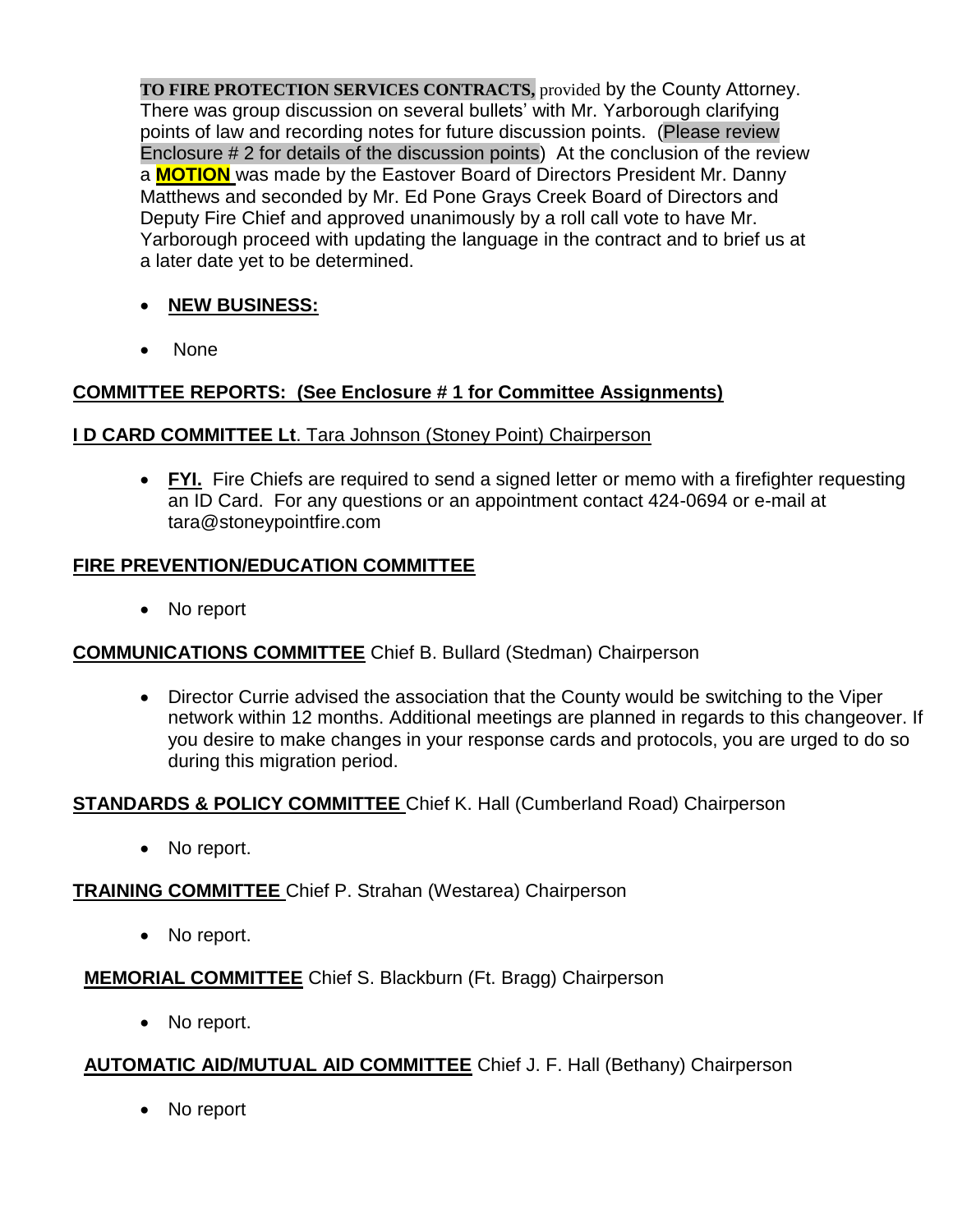**TO FIRE PROTECTION SERVICES CONTRACTS,** provided by the County Attorney. There was group discussion on several bullets' with Mr. Yarborough clarifying points of law and recording notes for future discussion points. (Please review Enclosure # 2 for details of the discussion points) At the conclusion of the review a **MOTION** was made by the Eastover Board of Directors President Mr. Danny Matthews and seconded by Mr. Ed Pone Grays Creek Board of Directors and Deputy Fire Chief and approved unanimously by a roll call vote to have Mr. Yarborough proceed with updating the language in the contract and to brief us at a later date yet to be determined.

- **NEW BUSINESS:**
- None

**COMMITTEE REPORTS: (See Enclosure # 1 for Committee Assignments)**

**I D CARD COMMITTEE Lt**. Tara Johnson (Stoney Point) Chairperson

- **FYI.** Fire Chiefs are required to send a signed letter or memo with a firefighter requesting an ID Card. For any questions or an appointment contact 424-0694 or e-mail at tara@stoneypointfire.com

**FIRE PREVENTION/EDUCATION COMMITTEE**

- No report

**COMMUNICATIONS COMMITTEE** Chief B. Bullard (Stedman) Chairperson

- Director Currie advised the association that the County would be switching to the Viper network within 12 months. Additional meetings are planned in regards to this changeover. If you desire to make changes in your response cards and protocols, you are urged to do so during this migration period.

**STANDARDS & POLICY COMMITTEE** Chief K. Hall (Cumberland Road) Chairperson

- No report.

**TRAINING COMMITTEE** Chief P. Strahan (Westarea) Chairperson

- No report.

**MEMORIAL COMMITTEE** Chief S. Blackburn (Ft. Bragg) Chairperson

- No report.

**AUTOMATIC AID/MUTUAL AID COMMITTEE** Chief J. F. Hall (Bethany) Chairperson

- No report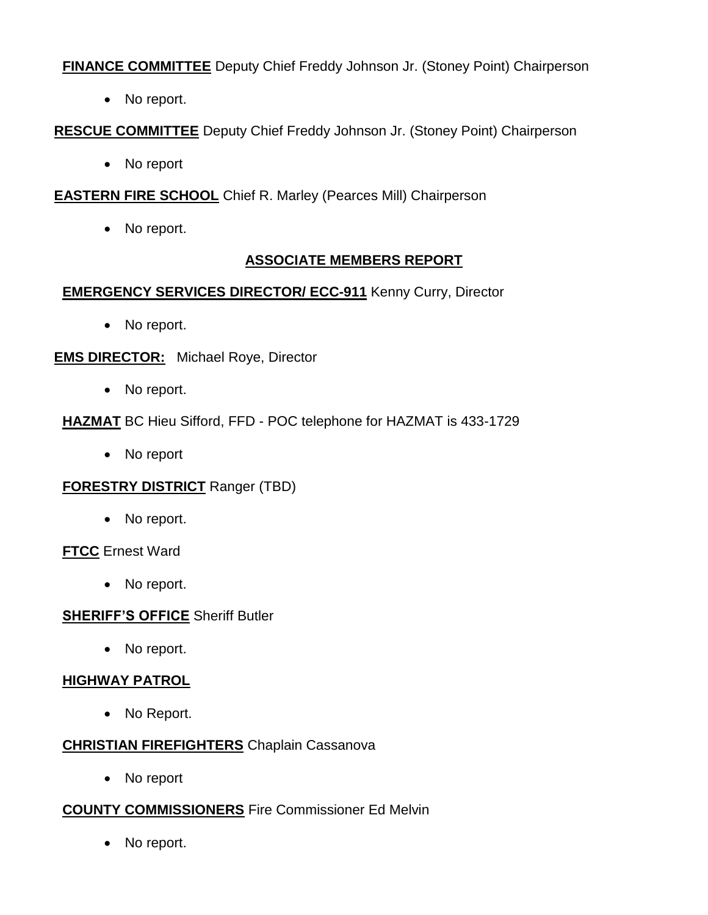**FINANCE COMMITTEE** Deputy Chief Freddy Johnson Jr. (Stoney Point) Chairperson

- No report.

**RESCUE COMMITTEE** Deputy Chief Freddy Johnson Jr. (Stoney Point) Chairperson

- No report

**EASTERN FIRE SCHOOL** Chief R. Marley (Pearces Mill) Chairperson

- No report.

## ASSOCIATE MEMBERS REPORT

**EMERGENCY SERVICES DIRECTOR/ ECC-911** Kenny Curry, Director

- No report.

**EMS DIRECTOR:** Michael Roye, Director

- No report.

**HAZMAT** BC Hieu Sifford, FFD - POC telephone for HAZMAT is 433-1729

- No report

**FORESTRY DISTRICT** Ranger (TBD)

- No report.

**FTCC** Ernest Ward

- No report.

**SHERIFF'S OFFICE** Sheriff Butler

- No report.

**HIGHWAY PATROL**

- No Report.

**CHRISTIAN FIREFIGHTERS** Chaplain Cassanova

- No report

**COUNTY COMMISSIONERS** Fire Commissioner Ed Melvin

- No report.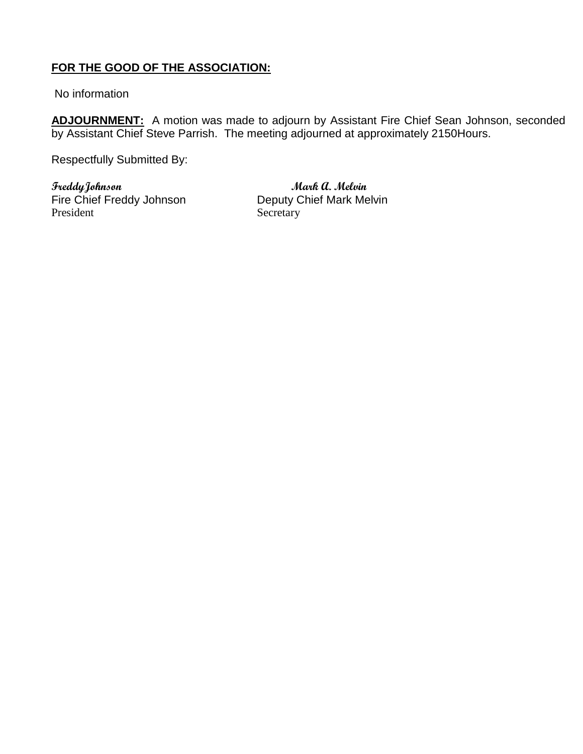**FOR THE GOOD OF THE ASSOCIATION:**

No information

**ADJOURNMENT:** A motion was made to adjourn by Assistant Fire Chief Sean Johnson, seconded by Assistant Chief Steve Parrish. The meeting adjourned at approximately 2150Hours.

Respectfully Submitted By:

*Freddy Johnson*
Fire Chief Freddy Johnson
President

*Mark A. Melvin*
Deputy Chief Mark Melvin
Secretary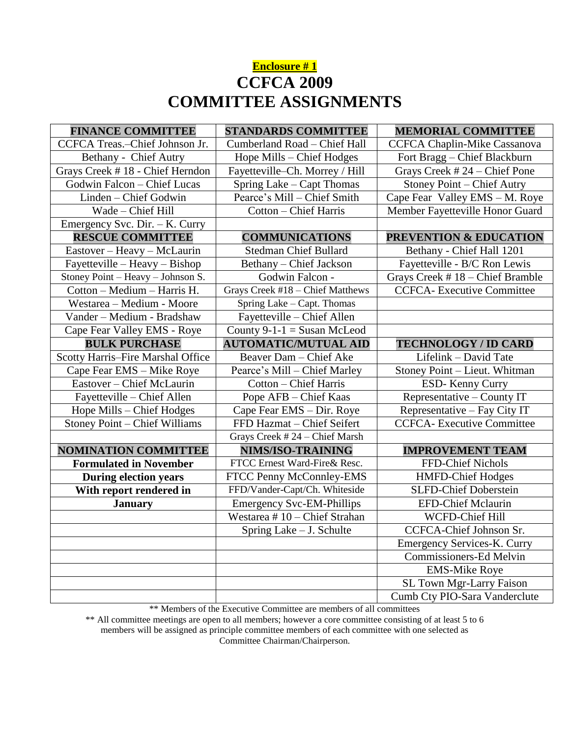**Enclosure # 1**

# CCFCA 2009
# COMMITTEE ASSIGNMENTS

| FINANCE COMMITTEE | STANDARDS COMMITTEE | MEMORIAL COMMITTEE |
|---|---|---|
| CCFCA Treas.–Chief Johnson Jr. | Cumberland Road – Chief Hall | CCFCA Chaplin-Mike Cassanova |
| Bethany - Chief Autry | Hope Mills – Chief Hodges | Fort Bragg – Chief Blackburn |
| Grays Creek # 18 - Chief Herndon | Fayetteville–Ch. Morrey / Hill | Grays Creek # 24 – Chief Pone |
| Godwin Falcon – Chief Lucas | Spring Lake – Capt Thomas | Stoney Point – Chief Autry |
| Linden – Chief Godwin | Pearce's Mill – Chief Smith | Cape Fear Valley EMS – M. Roye |
| Wade – Chief Hill | Cotton – Chief Harris | Member Fayetteville Honor Guard |
| Emergency Svc. Dir. – K. Curry | | |
| **RESCUE COMMITTEE** | **COMMUNICATIONS** | **PREVENTION & EDUCATION** |
| Eastover – Heavy – McLaurin | Stedman Chief Bullard | Bethany - Chief Hall 1201 |
| Fayetteville – Heavy – Bishop | Bethany – Chief Jackson | Fayetteville - B/C Ron Lewis |
| Stoney Point – Heavy – Johnson S. | Godwin Falcon - | Grays Creek # 18 – Chief Bramble |
| Cotton – Medium – Harris H. | Grays Creek #18 – Chief Matthews | CCFCA- Executive Committee |
| Westarea – Medium - Moore | Spring Lake – Capt. Thomas | |
| Vander – Medium - Bradshaw | Fayetteville – Chief Allen | |
| Cape Fear Valley EMS - Roye | County 9-1-1 = Susan McLeod | |
| **BULK PURCHASE** | **AUTOMATIC/MUTUAL AID** | **TECHNOLOGY / ID CARD** |
| Scotty Harris–Fire Marshal Office | Beaver Dam – Chief Ake | Lifelink – David Tate |
| Cape Fear EMS – Mike Roye | Pearce's Mill – Chief Marley | Stoney Point – Lieut. Whitman |
| Eastover – Chief McLaurin | Cotton – Chief Harris | ESD- Kenny Curry |
| Fayetteville – Chief Allen | Pope AFB – Chief Kaas | Representative – County IT |
| Hope Mills – Chief Hodges | Cape Fear EMS – Dir. Roye | Representative – Fay City IT |
| Stoney Point – Chief Williams | FFD Hazmat – Chief Seifert | CCFCA- Executive Committee |
| | Grays Creek # 24 – Chief Marsh | |
| **NOMINATION COMMITTEE** | **NIMS/ISO-TRAINING** | **IMPROVEMENT TEAM** |
| **Formulated in November** | FTCC Ernest Ward-Fire& Resc. | FFD-Chief Nichols |
| **During election years** | FTCC Penny McConnley-EMS | HMFD-Chief Hodges |
| **With report rendered in** | FFD/Vander-Capt/Ch. Whiteside | SLFD-Chief Doberstein |
| **January** | Emergency Svc-EM-Phillips | EFD-Chief Mclaurin |
| | Westarea # 10 – Chief Strahan | WCFD-Chief Hill |
| | Spring Lake – J. Schulte | CCFCA-Chief Johnson Sr. |
| | | Emergency Services-K. Curry |
| | | Commissioners-Ed Melvin |
| | | EMS-Mike Roye |
| | | SL Town Mgr-Larry Faison |
| | | Cumb Cty PIO-Sara Vanderclute |

** Members of the Executive Committee are members of all committees

** All committee meetings are open to all members; however a core committee consisting of at least 5 to 6 members will be assigned as principle committee members of each committee with one selected as Committee Chairman/Chairperson.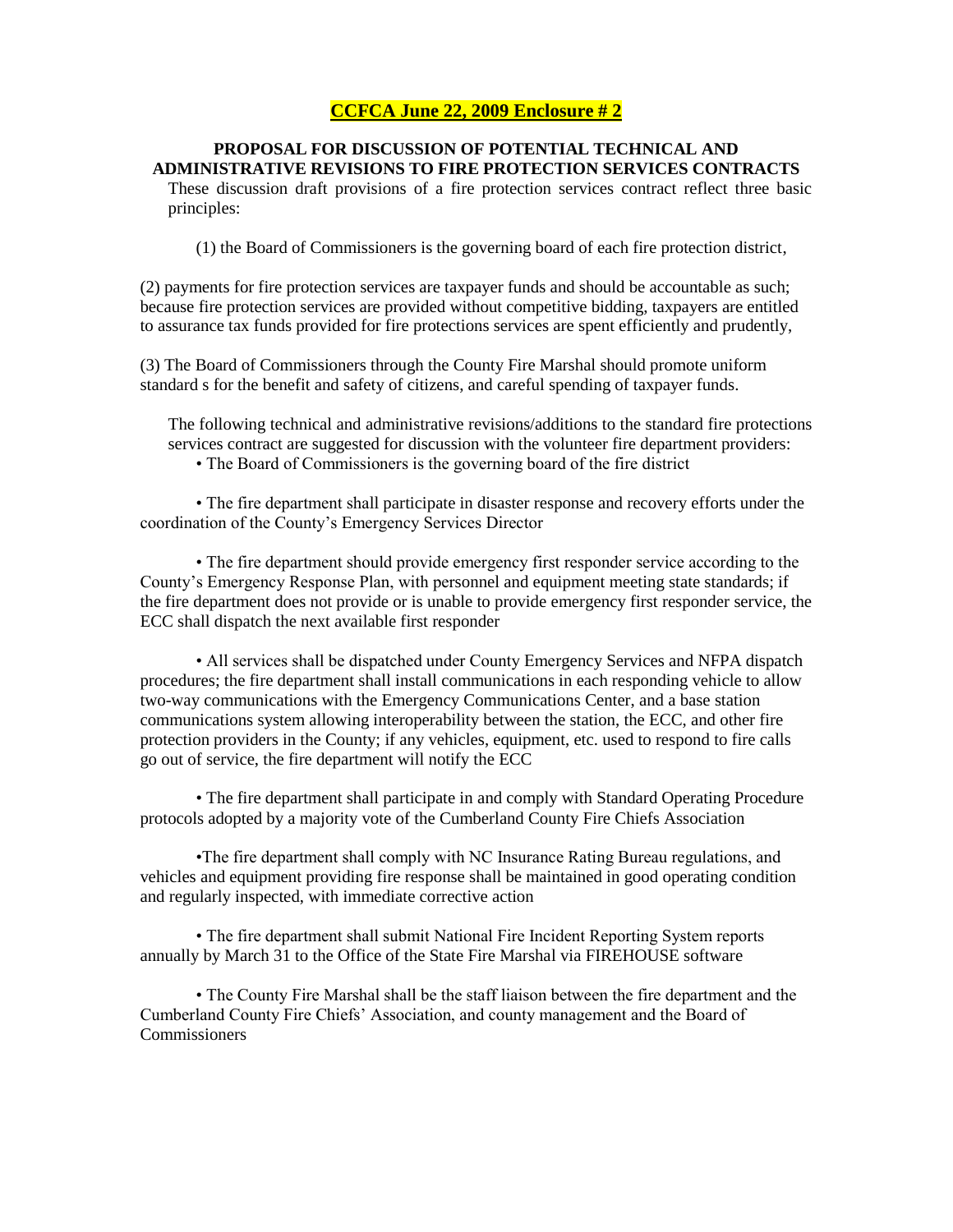**CCFCA June 22, 2009 Enclosure # 2**

**PROPOSAL FOR DISCUSSION OF POTENTIAL TECHNICAL AND ADMINISTRATIVE REVISIONS TO FIRE PROTECTION SERVICES CONTRACTS**

These discussion draft provisions of a fire protection services contract reflect three basic principles:

(1) the Board of Commissioners is the governing board of each fire protection district,

(2) payments for fire protection services are taxpayer funds and should be accountable as such; because fire protection services are provided without competitive bidding, taxpayers are entitled to assurance tax funds provided for fire protections services are spent efficiently and prudently,

(3) The Board of Commissioners through the County Fire Marshal should promote uniform standard s for the benefit and safety of citizens, and careful spending of taxpayer funds.

The following technical and administrative revisions/additions to the standard fire protections services contract are suggested for discussion with the volunteer fire department providers:

- The Board of Commissioners is the governing board of the fire district
- The fire department shall participate in disaster response and recovery efforts under the coordination of the County's Emergency Services Director
- The fire department should provide emergency first responder service according to the County's Emergency Response Plan, with personnel and equipment meeting state standards; if the fire department does not provide or is unable to provide emergency first responder service, the ECC shall dispatch the next available first responder
- All services shall be dispatched under County Emergency Services and NFPA dispatch procedures; the fire department shall install communications in each responding vehicle to allow two-way communications with the Emergency Communications Center, and a base station communications system allowing interoperability between the station, the ECC, and other fire protection providers in the County; if any vehicles, equipment, etc. used to respond to fire calls go out of service, the fire department will notify the ECC
- The fire department shall participate in and comply with Standard Operating Procedure protocols adopted by a majority vote of the Cumberland County Fire Chiefs Association
- The fire department shall comply with NC Insurance Rating Bureau regulations, and vehicles and equipment providing fire response shall be maintained in good operating condition and regularly inspected, with immediate corrective action
- The fire department shall submit National Fire Incident Reporting System reports annually by March 31 to the Office of the State Fire Marshal via FIREHOUSE software
- The County Fire Marshal shall be the staff liaison between the fire department and the Cumberland County Fire Chiefs' Association, and county management and the Board of Commissioners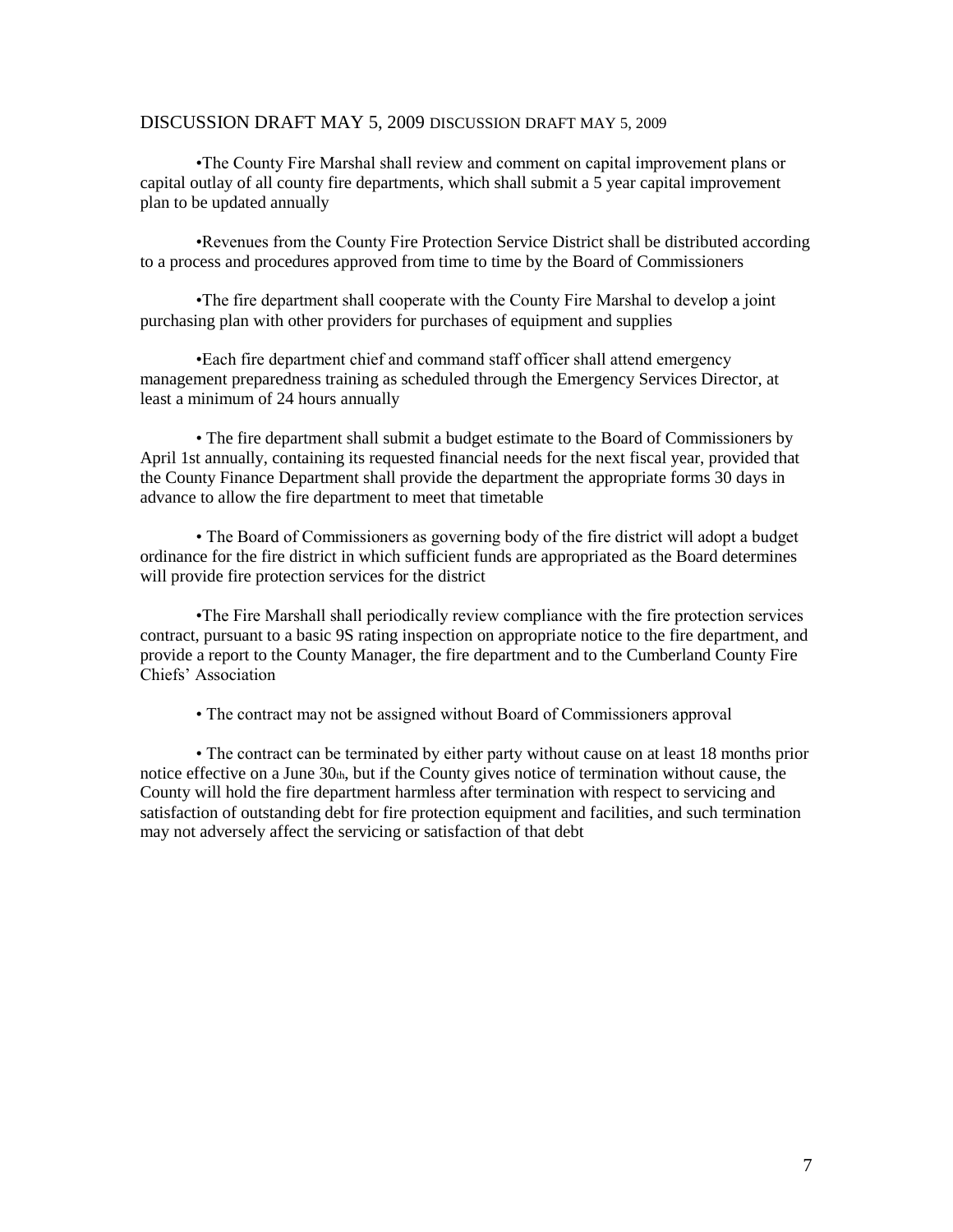DISCUSSION DRAFT MAY 5, 2009 DISCUSSION DRAFT MAY 5, 2009

•The County Fire Marshal shall review and comment on capital improvement plans or capital outlay of all county fire departments, which shall submit a 5 year capital improvement plan to be updated annually

•Revenues from the County Fire Protection Service District shall be distributed according to a process and procedures approved from time to time by the Board of Commissioners

•The fire department shall cooperate with the County Fire Marshal to develop a joint purchasing plan with other providers for purchases of equipment and supplies

•Each fire department chief and command staff officer shall attend emergency management preparedness training as scheduled through the Emergency Services Director, at least a minimum of 24 hours annually

• The fire department shall submit a budget estimate to the Board of Commissioners by April 1st annually, containing its requested financial needs for the next fiscal year, provided that the County Finance Department shall provide the department the appropriate forms 30 days in advance to allow the fire department to meet that timetable

• The Board of Commissioners as governing body of the fire district will adopt a budget ordinance for the fire district in which sufficient funds are appropriated as the Board determines will provide fire protection services for the district

•The Fire Marshall shall periodically review compliance with the fire protection services contract, pursuant to a basic 9S rating inspection on appropriate notice to the fire department, and provide a report to the County Manager, the fire department and to the Cumberland County Fire Chiefs' Association

• The contract may not be assigned without Board of Commissioners approval

• The contract can be terminated by either party without cause on at least 18 months prior notice effective on a June 30th, but if the County gives notice of termination without cause, the County will hold the fire department harmless after termination with respect to servicing and satisfaction of outstanding debt for fire protection equipment and facilities, and such termination may not adversely affect the servicing or satisfaction of that debt